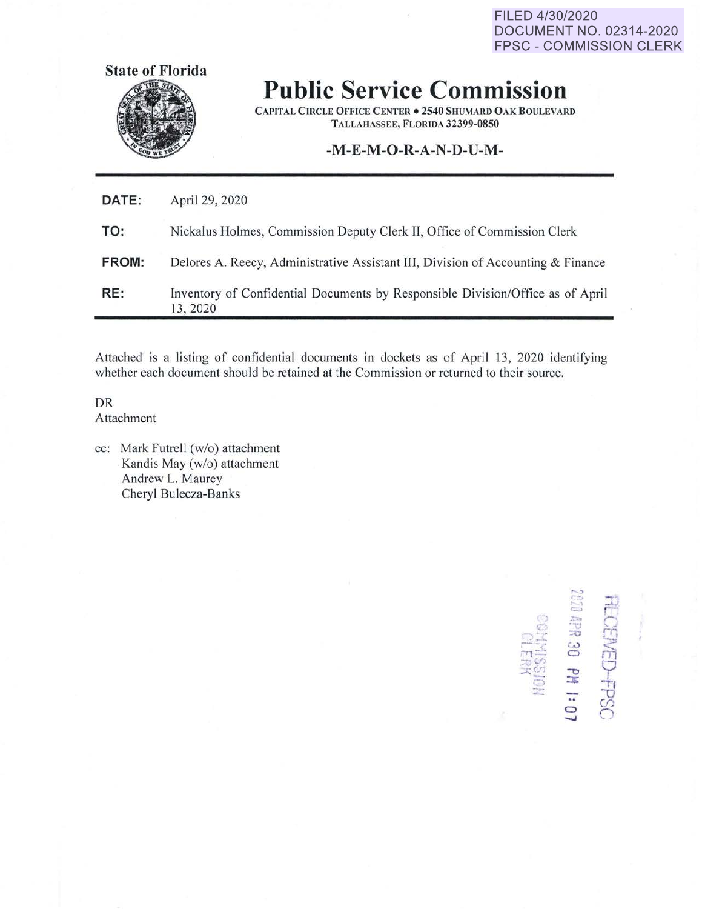FILED 4/30/2020
DOCUMENT NO. 02314-2020
FPSC - COMMISSION CLERK

State of Florida

# Public Service Commission

CAPITAL CIRCLE OFFICE CENTER • 2540 SHUMARD OAK BOULEVARD
TALLAHASSEE, FLORIDA 32399-0850

-M-E-M-O-R-A-N-D-U-M-

| | |
|---|---|
| **DATE:** | April 29, 2020 |
| **TO:** | Nickalus Holmes, Commission Deputy Clerk II, Office of Commission Clerk |
| **FROM:** | Delores A. Reecy, Administrative Assistant III, Division of Accounting & Finance |
| **RE:** | Inventory of Confidential Documents by Responsible Division/Office as of April 13, 2020 |

Attached is a listing of confidential documents in dockets as of April 13, 2020 identifying whether each document should be retained at the Commission or returned to their source.

DR
Attachment

cc: Mark Futrell (w/o) attachment
Kandis May (w/o) attachment
Andrew L. Maurey
Cheryl Bulecza-Banks

RECEIVED-FPSC
2020 APR 30 PM 1:07
COMMISSION
CLERK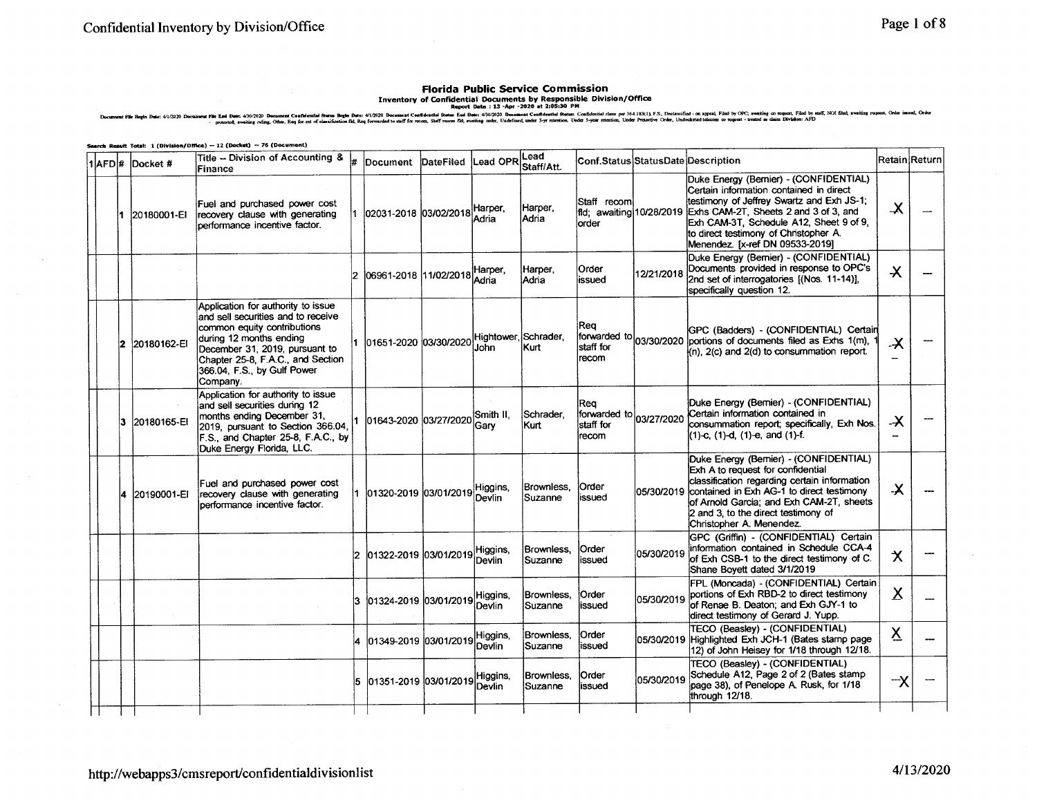# Confidential Inventory by Division/Office

**Florida Public Service Commission**

**Inventory of Confidential Documents by Responsible Division/Office**

**Report Date : 13 -Apr -2020 at 2:05:30 PM**

Document File Begin Date: 4/1/2020 Document File End Date: 4/30/2020 Document Confidential Status Begin Date: 4/1/2020 Document Confidential Status End Date: 4/30/2020 Document Confidential Status: Confidential claim per 364.183(1), F.S., Declassified - on appeal, Filed by OPC; awaiting ca request, Filed by staff, NOI filed; awaiting request, Order issued, Order - protected, awaiting ruling, Other, Req for ext of classification fld, Req forwarded to staff for recom, Staff recom fld; awaiting order, Undefined, under 3-yr retention, Under 5-year retention, Under Protective Order, Undocketed telecom co request - treated as claim Division: AFD

Search Result Total: 1 (Division/Office) -- 12 (Docket) -- 76 (Document)

| 1 AFD | # | Docket # | Title -- Division of Accounting & Finance | # | Document | DateFiled | Lead OPR | Lead Staff/Att. | Conf.Status | StatusDate | Description | Retain | Return |
|---|---|---|---|---|---|---|---|---|---|---|---|---|---|
| | 1 | 20180001-EI | Fuel and purchased power cost recovery clause with generating performance incentive factor. | 1 | 02031-2018 | 03/02/2018 | Harper, Adria | Harper, Adria | Staff recom fld; awaiting order | 10/28/2019 | Duke Energy (Bernier) - (CONFIDENTIAL) Certain information contained in direct testimony of Jeffrey Swartz and Exh JS-1; Exhs CAM-2T, Sheets 2 and 3 of 3, and Exh CAM-3T, Schedule A12, Sheet 9 of 9, to direct testimony of Christopher A. Menendez. [x-ref DN 09533-2019] | X | -- |
| | | | | 2 | 06961-2018 | 11/02/2018 | Harper, Adria | Harper, Adria | Order issued | 12/21/2018 | Duke Energy (Bernier) - (CONFIDENTIAL) Documents provided in response to OPC's 2nd set of interrogatories [(Nos. 11-14)], specifically question 12. | X | -- |
| | 2 | 20180162-EI | Application for authority to issue and sell securities and to receive common equity contributions during 12 months ending December 31, 2019, pursuant to Chapter 25-8, F.A.C., and Section 366.04, F.S., by Gulf Power Company. | 1 | 01651-2020 | 03/30/2020 | Hightower, John | Schrader, Kurt | Req forwarded to staff for recom | 03/30/2020 | GPC (Badders) - (CONFIDENTIAL) Certain portions of documents filed as Exhs 1(m), 1(n), 2(c) and 2(d) to consummation report. | X | -- |
| | 3 | 20180165-EI | Application for authority to issue and sell securities during 12 months ending December 31, 2019, pursuant to Section 366.04, F.S., and Chapter 25-8, F.A.C., by Duke Energy Florida, LLC. | 1 | 01643-2020 | 03/27/2020 | Smith II, Gary | Schrader, Kurt | Req forwarded to staff for recom | 03/27/2020 | Duke Energy (Bernier) - (CONFIDENTIAL) Certain information contained in consummation report; specifically, Exh Nos. (1)-c, (1)-d, (1)-e, and (1)-f. | X | -- |
| | 4 | 20190001-EI | Fuel and purchased power cost recovery clause with generating performance incentive factor. | 1 | 01320-2019 | 03/01/2019 | Higgins, Devlin | Brownless, Suzanne | Order issued | 05/30/2019 | Duke Energy (Bernier) - (CONFIDENTIAL) Exh A to request for confidential classification regarding certain information contained in Exh AG-1 to direct testimony of Arnold Garcia; and Exh CAM-2T, sheets 2 and 3, to the direct testimony of Christopher A. Menendez. | X | -- |
| | | | | 2 | 01322-2019 | 03/01/2019 | Higgins, Devlin | Brownless, Suzanne | Order issued | 05/30/2019 | GPC (Griffin) - (CONFIDENTIAL) Certain information contained in Schedule CCA-4 of Exh CSB-1 to the direct testimony of C. Shane Boyett dated 3/1/2019 | X | -- |
| | | | | 3 | 01324-2019 | 03/01/2019 | Higgins, Devlin | Brownless, Suzanne | Order issued | 05/30/2019 | FPL (Moncada) - (CONFIDENTIAL) Certain portions of Exh RBD-2 to direct testimony of Renae B. Deaton; and Exh GJY-1 to direct testimony of Gerard J. Yupp. | X | -- |
| | | | | 4 | 01349-2019 | 03/01/2019 | Higgins, Devlin | Brownless, Suzanne | Order issued | 05/30/2019 | TECO (Beasley) - (CONFIDENTIAL) Highlighted Exh JCH-1 (Bates stamp page 12) of John Heisey for 1/18 through 12/18. | X | -- |
| | | | | 5 | 01351-2019 | 03/01/2019 | Higgins, Devlin | Brownless, Suzanne | Order issued | 05/30/2019 | TECO (Beasley) - (CONFIDENTIAL) Schedule A12, Page 2 of 2 (Bates stamp page 38), of Penelope A. Rusk, for 1/18 through 12/18. | X | -- |

http://webapps3/cmsreport/confidentialdivisionlist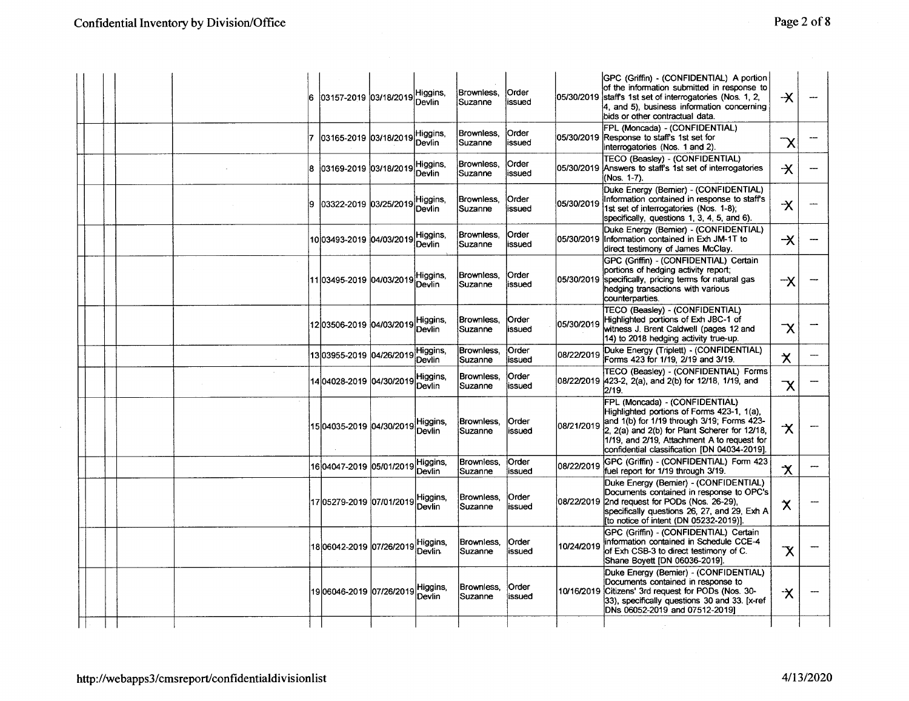# Confidential Inventory by Division/Office

| | | | | # | DN | Date | Staff | Attorney | Status | Date | Description | | |
|---|---|---|---|---|---|---|---|---|---|---|---|---|---|
| | | | | 6 | 03157-2019 | 03/18/2019 | Higgins, Devlin | Brownless, Suzanne | Order issued | 05/30/2019 | GPC (Griffin) - (CONFIDENTIAL) A portion of the information submitted in response to staff's 1st set of interrogatories (Nos. 1, 2, 4, and 5), business information concerning bids or other contractual data. | X | --- |
| | | | | 7 | 03165-2019 | 03/18/2019 | Higgins, Devlin | Brownless, Suzanne | Order issued | 05/30/2019 | FPL (Moncada) - (CONFIDENTIAL) Response to staff's 1st set for interrogatories (Nos. 1 and 2). | X | --- |
| | | | | 8 | 03169-2019 | 03/18/2019 | Higgins, Devlin | Brownless, Suzanne | Order issued | 05/30/2019 | TECO (Beasley) - (CONFIDENTIAL) Answers to staff's 1st set of interrogatories (Nos. 1-7). | X | --- |
| | | | | 9 | 03322-2019 | 03/25/2019 | Higgins, Devlin | Brownless, Suzanne | Order issued | 05/30/2019 | Duke Energy (Bernier) - (CONFIDENTIAL) Information contained in response to staff's 1st set of interrogatories (Nos. 1-8); specifically, questions 1, 3, 4, 5, and 6). | X | --- |
| | | | | 10 | 03493-2019 | 04/03/2019 | Higgins, Devlin | Brownless, Suzanne | Order issued | 05/30/2019 | Duke Energy (Bernier) - (CONFIDENTIAL) Information contained in Exh JM-1T to direct testimony of James McClay. | X | --- |
| | | | | 11 | 03495-2019 | 04/03/2019 | Higgins, Devlin | Brownless, Suzanne | Order issued | 05/30/2019 | GPC (Griffin) - (CONFIDENTIAL) Certain portions of hedging activity report; specifically, pricing terms for natural gas hedging transactions with various counterparties. | X | --- |
| | | | | 12 | 03506-2019 | 04/03/2019 | Higgins, Devlin | Brownless, Suzanne | Order issued | 05/30/2019 | TECO (Beasley) - (CONFIDENTIAL) Highlighted portions of Exh JBC-1 of witness J. Brent Caldwell (pages 12 and 14) to 2018 hedging activity true-up. | X | --- |
| | | | | 13 | 03955-2019 | 04/26/2019 | Higgins, Devlin | Brownless, Suzanne | Order issued | 08/22/2019 | Duke Energy (Triplett) - (CONFIDENTIAL) Forms 423 for 1/19, 2/19 and 3/19. | X | --- |
| | | | | 14 | 04028-2019 | 04/30/2019 | Higgins, Devlin | Brownless, Suzanne | Order issued | 08/22/2019 | TECO (Beasley) - (CONFIDENTIAL) Forms 423-2, 2(a), and 2(b) for 12/18, 1/19, and 2/19. | X | --- |
| | | | | 15 | 04035-2019 | 04/30/2019 | Higgins, Devlin | Brownless, Suzanne | Order issued | 08/21/2019 | FPL (Moncada) - (CONFIDENTIAL) Highlighted portions of Forms 423-1, 1(a), and 1(b) for 1/19 through 3/19; Forms 423-2, 2(a) and 2(b) for Plant Scherer for 12/18, 1/19, and 2/19, Attachment A to request for confidential classification [DN 04034-2019]. | X | --- |
| | | | | 16 | 04047-2019 | 05/01/2019 | Higgins, Devlin | Brownless, Suzanne | Order issued | 08/22/2019 | GPC (Griffin) - (CONFIDENTIAL) Form 423 fuel report for 1/19 through 3/19. | X | --- |
| | | | | 17 | 05279-2019 | 07/01/2019 | Higgins, Devlin | Brownless, Suzanne | Order issued | 08/22/2019 | Duke Energy (Bernier) - (CONFIDENTIAL) Documents contained in response to OPC's 2nd request for PODs (Nos. 26-29), specifically questions 26, 27, and 29, Exh A [to notice of intent (DN 05232-2019)]. | X | --- |
| | | | | 18 | 06042-2019 | 07/26/2019 | Higgins, Devlin | Brownless, Suzanne | Order issued | 10/24/2019 | GPC (Griffin) - (CONFIDENTIAL) Certain information contained in Schedule CCE-4 of Exh CSB-3 to direct testimony of C. Shane Boyett [DN 06036-2019]. | X | --- |
| | | | | 19 | 06046-2019 | 07/26/2019 | Higgins, Devlin | Brownless, Suzanne | Order issued | 10/16/2019 | Duke Energy (Bernier) - (CONFIDENTIAL) Documents contained in response to Citizens' 3rd request for PODs (Nos. 30-33), specifically questions 30 and 33. [x-ref DNs 06052-2019 and 07512-2019] | X | --- |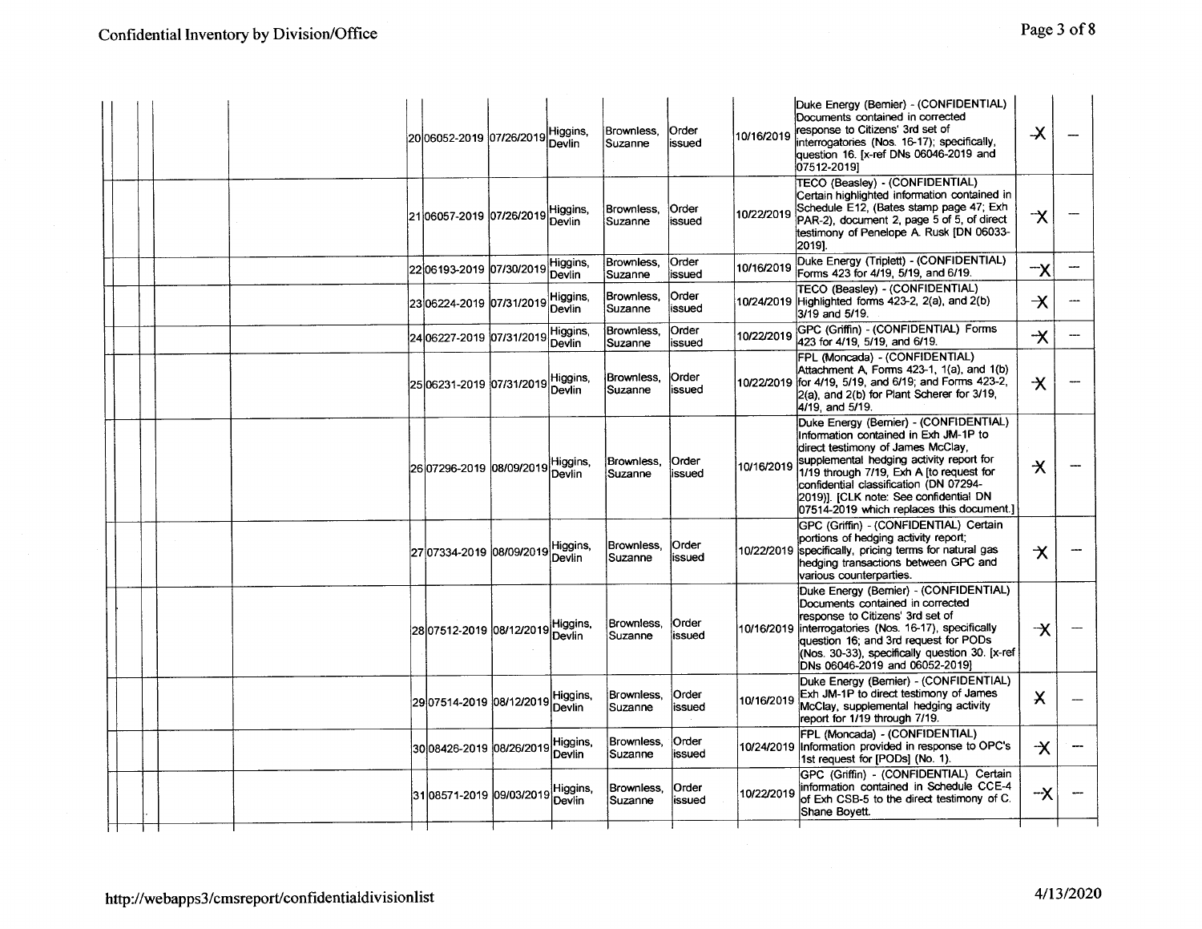| | | | | # | DN | Date | Staff | Attorney | Status | Order Date | Description | | |
|---|---|---|---|---|---|---|---|---|---|---|---|---|---|
| | | | | 20 | 06052-2019 | 07/26/2019 | Higgins, Devlin | Brownless, Suzanne | Order issued | 10/16/2019 | Duke Energy (Bernier) - (CONFIDENTIAL) Documents contained in corrected response to Citizens' 3rd set of interrogatories (Nos. 16-17); specifically, question 16. [x-ref DNs 06046-2019 and 07512-2019] | X | — |
| | | | | 21 | 06057-2019 | 07/26/2019 | Higgins, Devlin | Brownless, Suzanne | Order issued | 10/22/2019 | TECO (Beasley) - (CONFIDENTIAL) Certain highlighted information contained in Schedule E12, (Bates stamp page 47; Exh PAR-2), document 2, page 5 of 5, of direct testimony of Penelope A. Rusk [DN 06033-2019]. | X | — |
| | | | | 22 | 06193-2019 | 07/30/2019 | Higgins, Devlin | Brownless, Suzanne | Order issued | 10/16/2019 | Duke Energy (Triplett) - (CONFIDENTIAL) Forms 423 for 4/19, 5/19, and 6/19. | X | — |
| | | | | 23 | 06224-2019 | 07/31/2019 | Higgins, Devlin | Brownless, Suzanne | Order issued | 10/24/2019 | TECO (Beasley) - (CONFIDENTIAL) Highlighted forms 423-2, 2(a), and 2(b) 3/19 and 5/19. | X | — |
| | | | | 24 | 06227-2019 | 07/31/2019 | Higgins, Devlin | Brownless, Suzanne | Order issued | 10/22/2019 | GPC (Griffin) - (CONFIDENTIAL) Forms 423 for 4/19, 5/19, and 6/19. | X | — |
| | | | | 25 | 06231-2019 | 07/31/2019 | Higgins, Devlin | Brownless, Suzanne | Order issued | 10/22/2019 | FPL (Moncada) - (CONFIDENTIAL) Attachment A, Forms 423-1, 1(a), and 1(b) for 4/19, 5/19, and 6/19; and Forms 423-2, 2(a), and 2(b) for Plant Scherer for 3/19, 4/19, and 5/19. | X | — |
| | | | | 26 | 07296-2019 | 08/09/2019 | Higgins, Devlin | Brownless, Suzanne | Order issued | 10/16/2019 | Duke Energy (Bernier) - (CONFIDENTIAL) Information contained in Exh JM-1P to direct testimony of James McClay, supplemental hedging activity report for 1/19 through 7/19, Exh A [to request for confidential classification (DN 07294-2019)]. [CLK note: See confidential DN 07514-2019 which replaces this document.] | X | — |
| | | | | 27 | 07334-2019 | 08/09/2019 | Higgins, Devlin | Brownless, Suzanne | Order issued | 10/22/2019 | GPC (Griffin) - (CONFIDENTIAL) Certain portions of hedging activity report; specifically, pricing terms for natural gas hedging transactions between GPC and various counterparties. | X | — |
| | | | | 28 | 07512-2019 | 08/12/2019 | Higgins, Devlin | Brownless, Suzanne | Order issued | 10/16/2019 | Duke Energy (Bernier) - (CONFIDENTIAL) Documents contained in corrected response to Citizens' 3rd set of interrogatories (Nos. 16-17), specifically question 16; and 3rd request for PODs (Nos. 30-33), specifically question 30. [x-ref DNs 06046-2019 and 06052-2019] | X | — |
| | | | | 29 | 07514-2019 | 08/12/2019 | Higgins, Devlin | Brownless, Suzanne | Order issued | 10/16/2019 | Duke Energy (Bernier) - (CONFIDENTIAL) Exh JM-1P to direct testimony of James McClay, supplemental hedging activity report for 1/19 through 7/19. | X | — |
| | | | | 30 | 08426-2019 | 08/26/2019 | Higgins, Devlin | Brownless, Suzanne | Order issued | 10/24/2019 | FPL (Moncada) - (CONFIDENTIAL) Information provided in response to OPC's 1st request for [PODs] (No. 1). | X | — |
| | | | | 31 | 08571-2019 | 09/03/2019 | Higgins, Devlin | Brownless, Suzanne | Order issued | 10/22/2019 | GPC (Griffin) - (CONFIDENTIAL) Certain information contained in Schedule CCE-4 of Exh CSB-5 to the direct testimony of C. Shane Boyett. | X | — |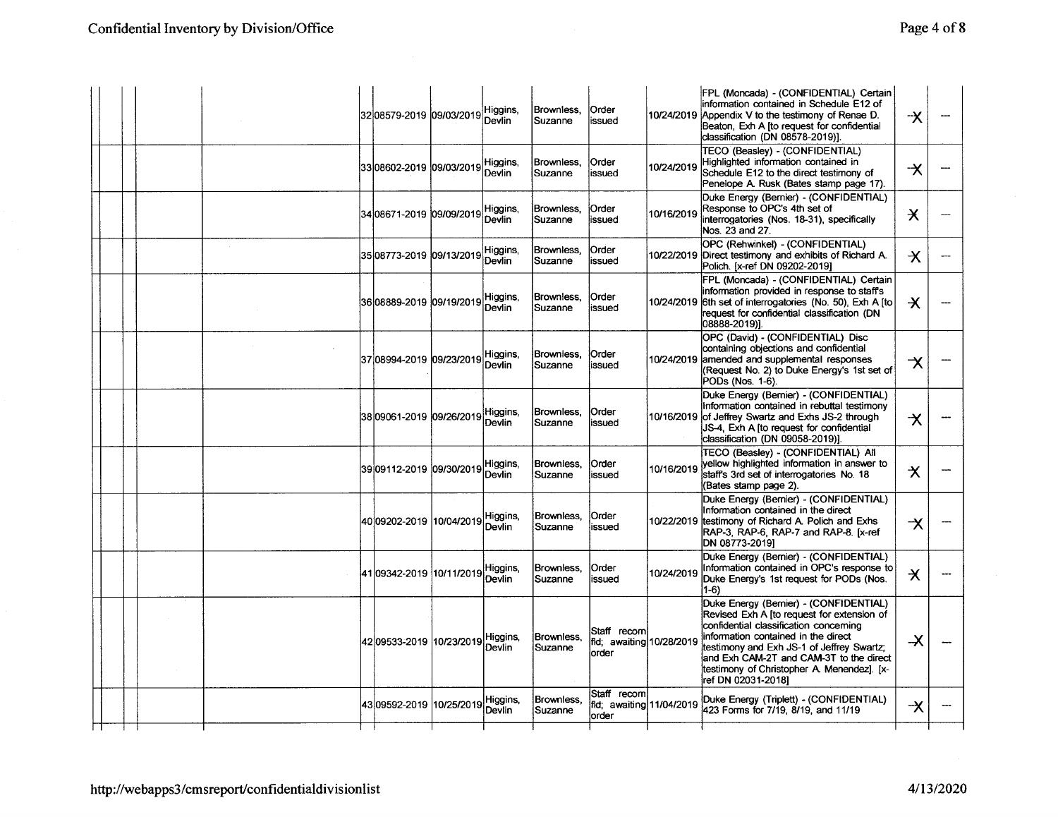# Confidential Inventory by Division/Office

| | | | | | # | Document No. | Date | | | Status | Date | Description | | |
|---|---|---|---|---|---|---|---|---|---|---|---|---|---|---|
| | | | | | 32 | 08579-2019 | 09/03/2019 | Higgins, Devlin | Brownless, Suzanne | Order issued | 10/24/2019 | FPL (Moncada) - (CONFIDENTIAL) Certain information contained in Schedule E12 of Appendix V to the testimony of Renae D. Beaton, Exh A [to request for confidential classification (DN 08578-2019)]. | X | --- |
| | | | | | 33 | 08602-2019 | 09/03/2019 | Higgins, Devlin | Brownless, Suzanne | Order issued | 10/24/2019 | TECO (Beasley) - (CONFIDENTIAL) Highlighted information contained in Schedule E12 to the direct testimony of Penelope A. Rusk (Bates stamp page 17). | X | --- |
| | | | | | 34 | 08671-2019 | 09/09/2019 | Higgins, Devlin | Brownless, Suzanne | Order issued | 10/16/2019 | Duke Energy (Bernier) - (CONFIDENTIAL) Response to OPC's 4th set of interrogatories (Nos. 18-31), specifically Nos. 23 and 27. | X | --- |
| | | | | | 35 | 08773-2019 | 09/13/2019 | Higgins, Devlin | Brownless, Suzanne | Order issued | 10/22/2019 | OPC (Rehwinkel) - (CONFIDENTIAL) Direct testimony and exhibits of Richard A. Polich. [x-ref DN 09202-2019] | X | --- |
| | | | | | 36 | 08889-2019 | 09/19/2019 | Higgins, Devlin | Brownless, Suzanne | Order issued | 10/24/2019 | FPL (Moncada) - (CONFIDENTIAL) Certain information provided in response to staff's 6th set of interrogatories (No. 50), Exh A [to request for confidential classification (DN 08888-2019)]. | X | --- |
| | | | | | 37 | 08994-2019 | 09/23/2019 | Higgins, Devlin | Brownless, Suzanne | Order issued | 10/24/2019 | OPC (David) - (CONFIDENTIAL) Disc containing objections and confidential amended and supplemental responses (Request No. 2) to Duke Energy's 1st set of PODs (Nos. 1-6). | X | --- |
| | | | | | 38 | 09061-2019 | 09/26/2019 | Higgins, Devlin | Brownless, Suzanne | Order issued | 10/16/2019 | Duke Energy (Bernier) - (CONFIDENTIAL) Information contained in rebuttal testimony of Jeffrey Swartz and Exhs JS-2 through JS-4, Exh A [to request for confidential classification (DN 09058-2019)]. | X | --- |
| | | | | | 39 | 09112-2019 | 09/30/2019 | Higgins, Devlin | Brownless, Suzanne | Order issued | 10/16/2019 | TECO (Beasley) - (CONFIDENTIAL) All yellow highlighted information in answer to staff's 3rd set of interrogatories No. 18 (Bates stamp page 2). | X | --- |
| | | | | | 40 | 09202-2019 | 10/04/2019 | Higgins, Devlin | Brownless, Suzanne | Order issued | 10/22/2019 | Duke Energy (Bernier) - (CONFIDENTIAL) Information contained in the direct testimony of Richard A. Polich and Exhs RAP-3, RAP-6, RAP-7 and RAP-8. [x-ref DN 08773-2019] | X | --- |
| | | | | | 41 | 09342-2019 | 10/11/2019 | Higgins, Devlin | Brownless, Suzanne | Order issued | 10/24/2019 | Duke Energy (Bernier) - (CONFIDENTIAL) Information contained in OPC's response to Duke Energy's 1st request for PODs (Nos. 1-6) | X | --- |
| | | | | | 42 | 09533-2019 | 10/23/2019 | Higgins, Devlin | Brownless, Suzanne | Staff recom fld; awaiting order | 10/28/2019 | Duke Energy (Bernier) - (CONFIDENTIAL) Revised Exh A [to request for extension of confidential classification concerning information contained in the direct testimony and Exh JS-1 of Jeffrey Swartz; and Exh CAM-2T and CAM-3T to the direct testimony of Christopher A. Menendez]. [x-ref DN 02031-2018] | X | --- |
| | | | | | 43 | 09592-2019 | 10/25/2019 | Higgins, Devlin | Brownless, Suzanne | Staff recom fld; awaiting order | 11/04/2019 | Duke Energy (Triplett) - (CONFIDENTIAL) 423 Forms for 7/19, 8/19, and 11/19 | X | --- |

http://webapps3/cmsreport/confidentialdivisionlist

4/13/2020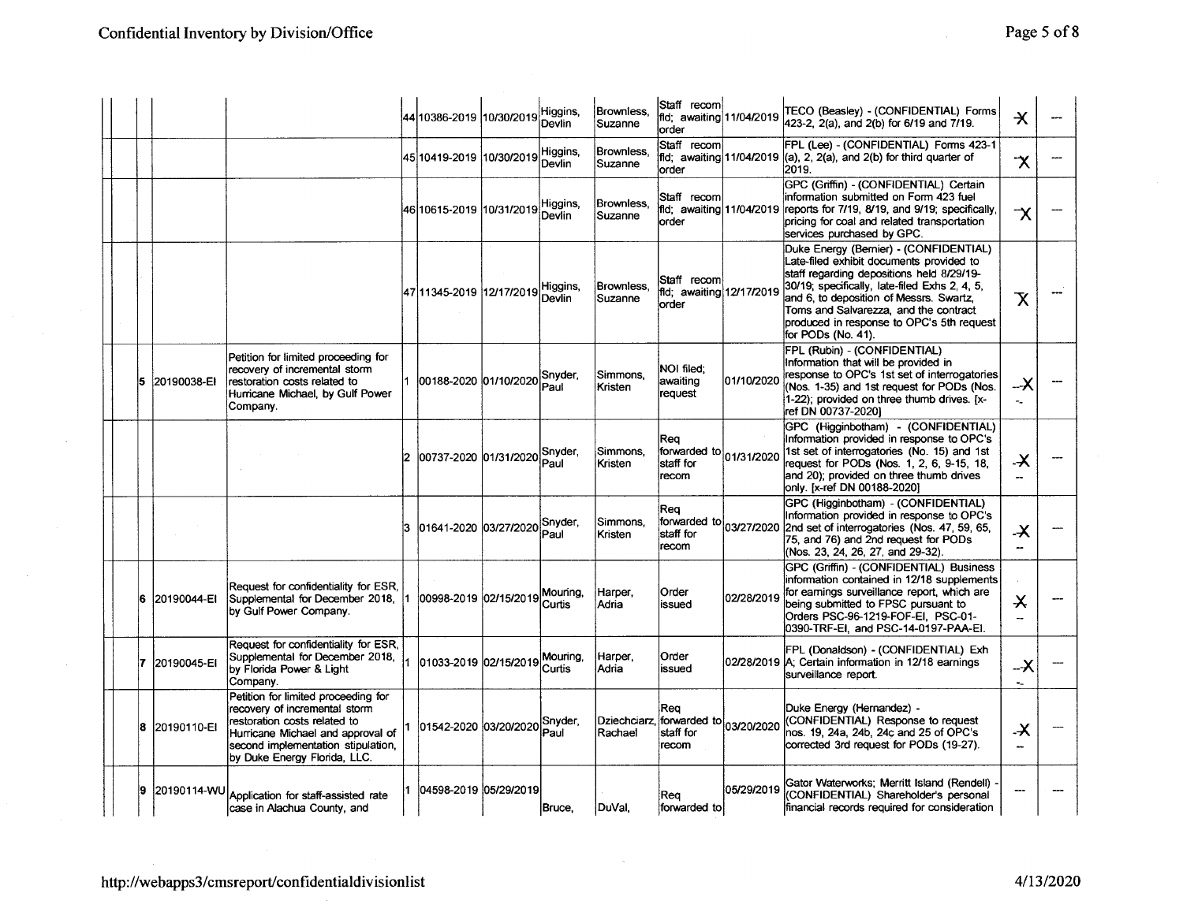| | | | | | | | | | | | | | |
|---|---|---|---|---|---|---|---|---|---|---|---|---|---|
| | | | | 44 | 10386-2019 | 10/30/2019 | Higgins, Devlin | Brownless, Suzanne | Staff recom fld; awaiting order | 11/04/2019 | TECO (Beasley) - (CONFIDENTIAL) Forms 423-2, 2(a), and 2(b) for 6/19 and 7/19. | X | --- |
| | | | | 45 | 10419-2019 | 10/30/2019 | Higgins, Devlin | Brownless, Suzanne | Staff recom fld; awaiting order | 11/04/2019 | FPL (Lee) - (CONFIDENTIAL) Forms 423-1 (a), 2, 2(a), and 2(b) for third quarter of 2019. | X | --- |
| | | | | 46 | 10615-2019 | 10/31/2019 | Higgins, Devlin | Brownless, Suzanne | Staff recom fld; awaiting order | 11/04/2019 | GPC (Griffin) - (CONFIDENTIAL) Certain information submitted on Form 423 fuel reports for 7/19, 8/19, and 9/19; specifically, pricing for coal and related transportation services purchased by GPC. | X | --- |
| | | | | 47 | 11345-2019 | 12/17/2019 | Higgins, Devlin | Brownless, Suzanne | Staff recom fld; awaiting order | 12/17/2019 | Duke Energy (Bernier) - (CONFIDENTIAL) Late-filed exhibit documents provided to staff regarding depositions held 8/29/19-30/19; specifically, late-filed Exhs 2, 4, 5, and 6, to deposition of Messrs. Swartz, Toms and Salvarezza, and the contract produced in response to OPC's 5th request for PODs (No. 41). | X | --- |
| | 5 | 20190038-EI | Petition for limited proceeding for recovery of incremental storm restoration costs related to Hurricane Michael, by Gulf Power Company. | 1 | 00188-2020 | 01/10/2020 | Snyder, Paul | Simmons, Kristen | NOI filed; awaiting request | 01/10/2020 | FPL (Rubin) - (CONFIDENTIAL) Information that will be provided in response to OPC's 1st set of interrogatories (Nos. 1-35) and 1st request for PODs (Nos. 1-22); provided on three thumb drives. [x-ref DN 00737-2020] | X | --- |
| | | | | 2 | 00737-2020 | 01/31/2020 | Snyder, Paul | Simmons, Kristen | Req forwarded to staff for recom | 01/31/2020 | GPC (Higginbotham) - (CONFIDENTIAL) Information provided in response to OPC's 1st set of interrogatories (No. 15) and 1st request for PODs (Nos. 1, 2, 6, 9-15, 18, and 20); provided on three thumb drives only. [x-ref DN 00188-2020] | X | --- |
| | | | | 3 | 01641-2020 | 03/27/2020 | Snyder, Paul | Simmons, Kristen | Req forwarded to staff for recom | 03/27/2020 | GPC (Higginbotham) - (CONFIDENTIAL) Information provided in response to OPC's 2nd set of interrogatories (Nos. 47, 59, 65, 75, and 76) and 2nd request for PODs (Nos. 23, 24, 26, 27, and 29-32). | X | --- |
| | 6 | 20190044-EI | Request for confidentiality for ESR, Supplemental for December 2018, by Gulf Power Company. | 1 | 00998-2019 | 02/15/2019 | Mouring, Curtis | Harper, Adria | Order issued | 02/28/2019 | GPC (Griffin) - (CONFIDENTIAL) Business information contained in 12/18 supplements for earnings surveillance report, which are being submitted to FPSC pursuant to Orders PSC-96-1219-FOF-EI, PSC-01-0390-TRF-EI, and PSC-14-0197-PAA-EI. | X | --- |
| | 7 | 20190045-EI | Request for confidentiality for ESR, Supplemental for December 2018, by Florida Power & Light Company. | 1 | 01033-2019 | 02/15/2019 | Mouring, Curtis | Harper, Adria | Order issued | 02/28/2019 | FPL (Donaldson) - (CONFIDENTIAL) Exh A; Certain information in 12/18 earnings surveillance report. | X | --- |
| | 8 | 20190110-EI | Petition for limited proceeding for recovery of incremental storm restoration costs related to Hurricane Michael and approval of second implementation stipulation, by Duke Energy Florida, LLC. | 1 | 01542-2020 | 03/20/2020 | Snyder, Paul | Dziechciarz, Rachael | Req forwarded to staff for recom | 03/20/2020 | Duke Energy (Hernandez) - (CONFIDENTIAL) Response to request nos. 19, 24a, 24b, 24c and 25 of OPC's corrected 3rd request for PODs (19-27). | X | --- |
| | 9 | 20190114-WU | Application for staff-assisted rate case in Alachua County, and | 1 | 04598-2019 | 05/29/2019 | Bruce, | DuVal, | Req forwarded to | 05/29/2019 | Gator Waterworks; Merritt Island (Rendell) - (CONFIDENTIAL) Shareholder's personal financial records required for consideration | --- | --- |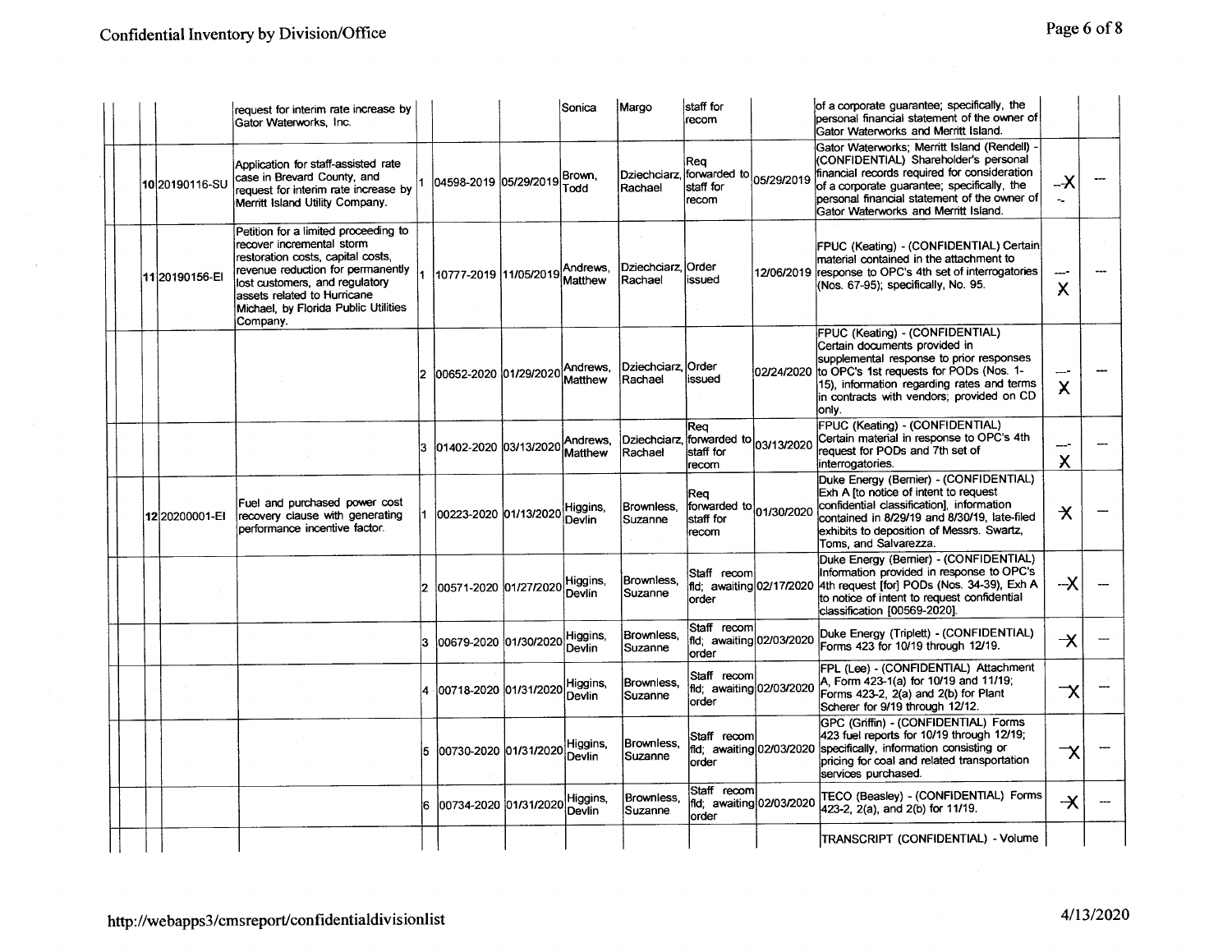# Confidential Inventory by Division/Office

| | | | | | | | | | | | | |
|---|---|---|---|---|---|---|---|---|---|---|---|---|
| | | | request for interim rate increase by Gator Waterworks, Inc. | | | | Sonica | Margo | staff for recom | | of a corporate guarantee; specifically, the personal financial statement of the owner of Gator Waterworks and Merritt Island. | | |
| | 10 | 20190116-SU | Application for staff-assisted rate case in Brevard County, and request for interim rate increase by Merritt Island Utility Company. | 1 | 04598-2019 | 05/29/2019 | Brown, Todd | Dziechciarz, Rachael | Req forwarded to staff for recom | 05/29/2019 | Gator Waterworks; Merritt Island (Rendell) - (CONFIDENTIAL) Shareholder's personal financial records required for consideration of a corporate guarantee; specifically, the personal financial statement of the owner of Gator Waterworks and Merritt Island. | X | --- |
| | 11 | 20190156-EI | Petition for a limited proceeding to recover incremental storm restoration costs, capital costs, revenue reduction for permanently lost customers, and regulatory assets related to Hurricane Michael, by Florida Public Utilities Company. | 1 | 10777-2019 | 11/05/2019 | Andrews, Matthew | Dziechciarz, Rachael | Order issued | 12/06/2019 | FPUC (Keating) - (CONFIDENTIAL) Certain material contained in the attachment to response to OPC's 4th set of interrogatories (Nos. 67-95); specifically, No. 95. | X | --- |
| | | | | 2 | 00652-2020 | 01/29/2020 | Andrews, Matthew | Dziechciarz, Rachael | Order issued | 02/24/2020 | FPUC (Keating) - (CONFIDENTIAL) Certain documents provided in supplemental response to prior responses to OPC's 1st requests for PODs (Nos. 1-15), information regarding rates and terms in contracts with vendors; provided on CD only. | X | --- |
| | | | | 3 | 01402-2020 | 03/13/2020 | Andrews, Matthew | Dziechciarz, Rachael | Req forwarded to staff for recom | 03/13/2020 | FPUC (Keating) - (CONFIDENTIAL) Certain material in response to OPC's 4th request for PODs and 7th set of interrogatories. | X | --- |
| | 12 | 20200001-EI | Fuel and purchased power cost recovery clause with generating performance incentive factor. | 1 | 00223-2020 | 01/13/2020 | Higgins, Devlin | Brownless, Suzanne | Req forwarded to staff for recom | 01/30/2020 | Duke Energy (Bernier) - (CONFIDENTIAL) Exh A [to notice of intent to request confidential classification], information contained in 8/29/19 and 8/30/19, late-filed exhibits to deposition of Messrs. Swartz, Toms, and Salvarezza. | X | --- |
| | | | | 2 | 00571-2020 | 01/27/2020 | Higgins, Devlin | Brownless, Suzanne | Staff recom fld; awaiting order | 02/17/2020 | Duke Energy (Bernier) - (CONFIDENTIAL) Information provided in response to OPC's 4th request [for] PODs (Nos. 34-39), Exh A to notice of intent to request confidential classification [00569-2020]. | X | --- |
| | | | | 3 | 00679-2020 | 01/30/2020 | Higgins, Devlin | Brownless, Suzanne | Staff recom fld; awaiting order | 02/03/2020 | Duke Energy (Triplett) - (CONFIDENTIAL) Forms 423 for 10/19 through 12/19. | X | --- |
| | | | | 4 | 00718-2020 | 01/31/2020 | Higgins, Devlin | Brownless, Suzanne | Staff recom fld; awaiting order | 02/03/2020 | FPL (Lee) - (CONFIDENTIAL) Attachment A, Form 423-1(a) for 10/19 and 11/19; Forms 423-2, 2(a) and 2(b) for Plant Scherer for 9/19 through 12/12. | X | --- |
| | | | | 5 | 00730-2020 | 01/31/2020 | Higgins, Devlin | Brownless, Suzanne | Staff recom fld; awaiting order | 02/03/2020 | GPC (Griffin) - (CONFIDENTIAL) Forms 423 fuel reports for 10/19 through 12/19; specifically, information consisting or pricing for coal and related transportation services purchased. | X | --- |
| | | | | 6 | 00734-2020 | 01/31/2020 | Higgins, Devlin | Brownless, Suzanne | Staff recom fld; awaiting order | 02/03/2020 | TECO (Beasley) - (CONFIDENTIAL) Forms 423-2, 2(a), and 2(b) for 11/19. | X | --- |
| | | | | | | | | | | | TRANSCRIPT (CONFIDENTIAL) - Volume | | |

http://webapps3/cmsreport/confidentialdivisionlist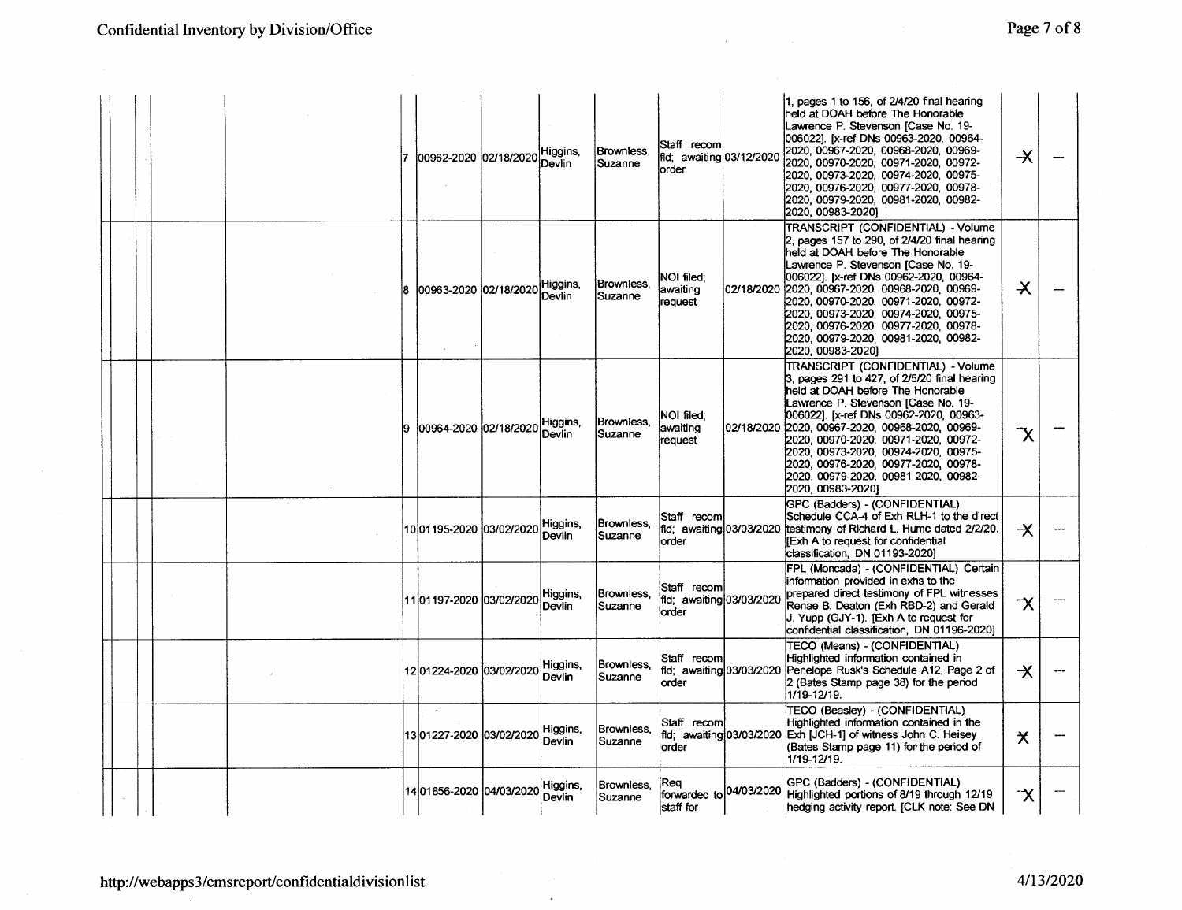# Confidential Inventory by Division/Office

| | | | | | | | | | | | | | | |
|---|---|---|---|---|---|---|---|---|---|---|---|---|---|---|
| | | | | | 7 | 00962-2020 | 02/18/2020 | Higgins, Devlin | Brownless, Suzanne | Staff recom fld; awaiting order | 03/12/2020 | 1, pages 1 to 156, of 2/4/20 final hearing held at DOAH before The Honorable Lawrence P. Stevenson [Case No. 19-006022]. [x-ref DNs 00963-2020, 00964-2020, 00967-2020, 00968-2020, 00969-2020, 00970-2020, 00971-2020, 00972-2020, 00973-2020, 00974-2020, 00975-2020, 00976-2020, 00977-2020, 00978-2020, 00979-2020, 00981-2020, 00982-2020, 00983-2020] | X | — |
| | | | | | 8 | 00963-2020 | 02/18/2020 | Higgins, Devlin | Brownless, Suzanne | NOI filed; awaiting request | 02/18/2020 | TRANSCRIPT (CONFIDENTIAL) - Volume 2, pages 157 to 290, of 2/4/20 final hearing held at DOAH before The Honorable Lawrence P. Stevenson [Case No. 19-006022]. [x-ref DNs 00962-2020, 00964-2020, 00967-2020, 00968-2020, 00969-2020, 00970-2020, 00971-2020, 00972-2020, 00973-2020, 00974-2020, 00975-2020, 00976-2020, 00977-2020, 00978-2020, 00979-2020, 00981-2020, 00982-2020, 00983-2020] | X | — |
| | | | | | 9 | 00964-2020 | 02/18/2020 | Higgins, Devlin | Brownless, Suzanne | NOI filed; awaiting request | 02/18/2020 | TRANSCRIPT (CONFIDENTIAL) - Volume 3, pages 291 to 427, of 2/5/20 final hearing held at DOAH before The Honorable Lawrence P. Stevenson [Case No. 19-006022]. [x-ref DNs 00962-2020, 00963-2020, 00967-2020, 00968-2020, 00969-2020, 00970-2020, 00971-2020, 00972-2020, 00973-2020, 00974-2020, 00975-2020, 00976-2020, 00977-2020, 00978-2020, 00979-2020, 00981-2020, 00982-2020, 00983-2020] | X | — |
| | | | | | 10 | 01195-2020 | 03/02/2020 | Higgins, Devlin | Brownless, Suzanne | Staff recom fld; awaiting order | 03/03/2020 | GPC (Badders) - (CONFIDENTIAL) Schedule CCA-4 of Exh RLH-1 to the direct testimony of Richard L. Hume dated 2/2/20. [Exh A to request for confidential classification, DN 01193-2020] | X | — |
| | | | | | 11 | 01197-2020 | 03/02/2020 | Higgins, Devlin | Brownless, Suzanne | Staff recom fld; awaiting order | 03/03/2020 | FPL (Moncada) - (CONFIDENTIAL) Certain information provided in exhs to the prepared direct testimony of FPL witnesses Renae B. Deaton (Exh RBD-2) and Gerald J. Yupp (GJY-1). [Exh A to request for confidential classification, DN 01196-2020] | X | — |
| | | | | | 12 | 01224-2020 | 03/02/2020 | Higgins, Devlin | Brownless, Suzanne | Staff recom fld; awaiting order | 03/03/2020 | TECO (Means) - (CONFIDENTIAL) Highlighted information contained in Penelope Rusk's Schedule A12, Page 2 of 2 (Bates Stamp page 38) for the period 1/19-12/19. | X | — |
| | | | | | 13 | 01227-2020 | 03/02/2020 | Higgins, Devlin | Brownless, Suzanne | Staff recom fld; awaiting order | 03/03/2020 | TECO (Beasley) - (CONFIDENTIAL) Highlighted information contained in the Exh [JCH-1] of witness John C. Heisey (Bates Stamp page 11) for the period of 1/19-12/19. | X | — |
| | | | | | 14 | 01856-2020 | 04/03/2020 | Higgins, Devlin | Brownless, Suzanne | Req forwarded to staff for | 04/03/2020 | GPC (Badders) - (CONFIDENTIAL) Highlighted portions of 8/19 through 12/19 hedging activity report. [CLK note: See DN | X | — |

http://webapps3/cmsreport/confidentialdivisionlist

4/13/2020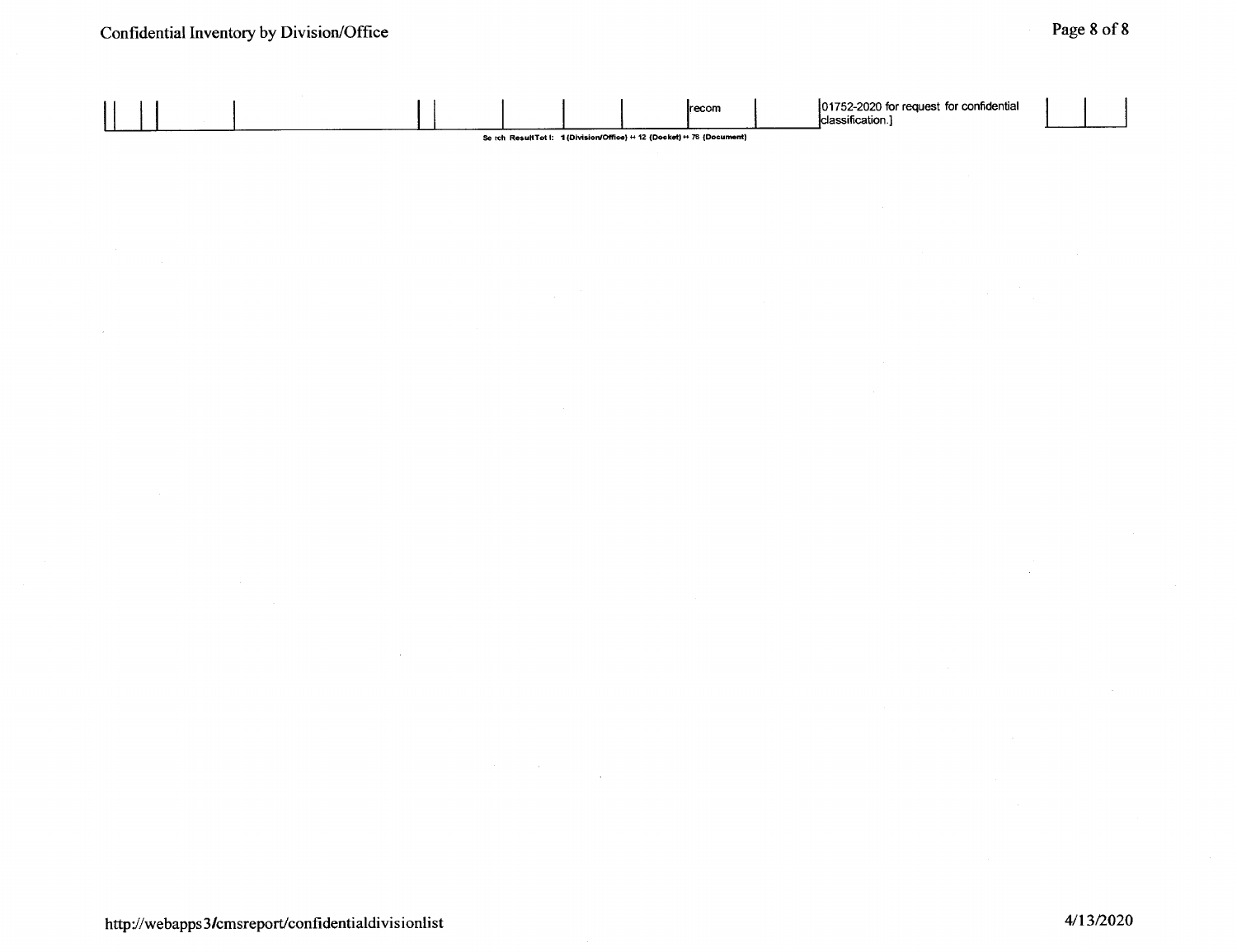| | | | | | | | | | | | | | | | |
|---|---|---|---|---|---|---|---|---|---|---|---|---|---|---|---|
| | | | | | | | | | | | recom | | 01752-2020 for request for confidential classification.] | | |

Se rch ResultTot l: 1 (Division/Office) ↔ 12 (Docket) ↔ 78 (Document)